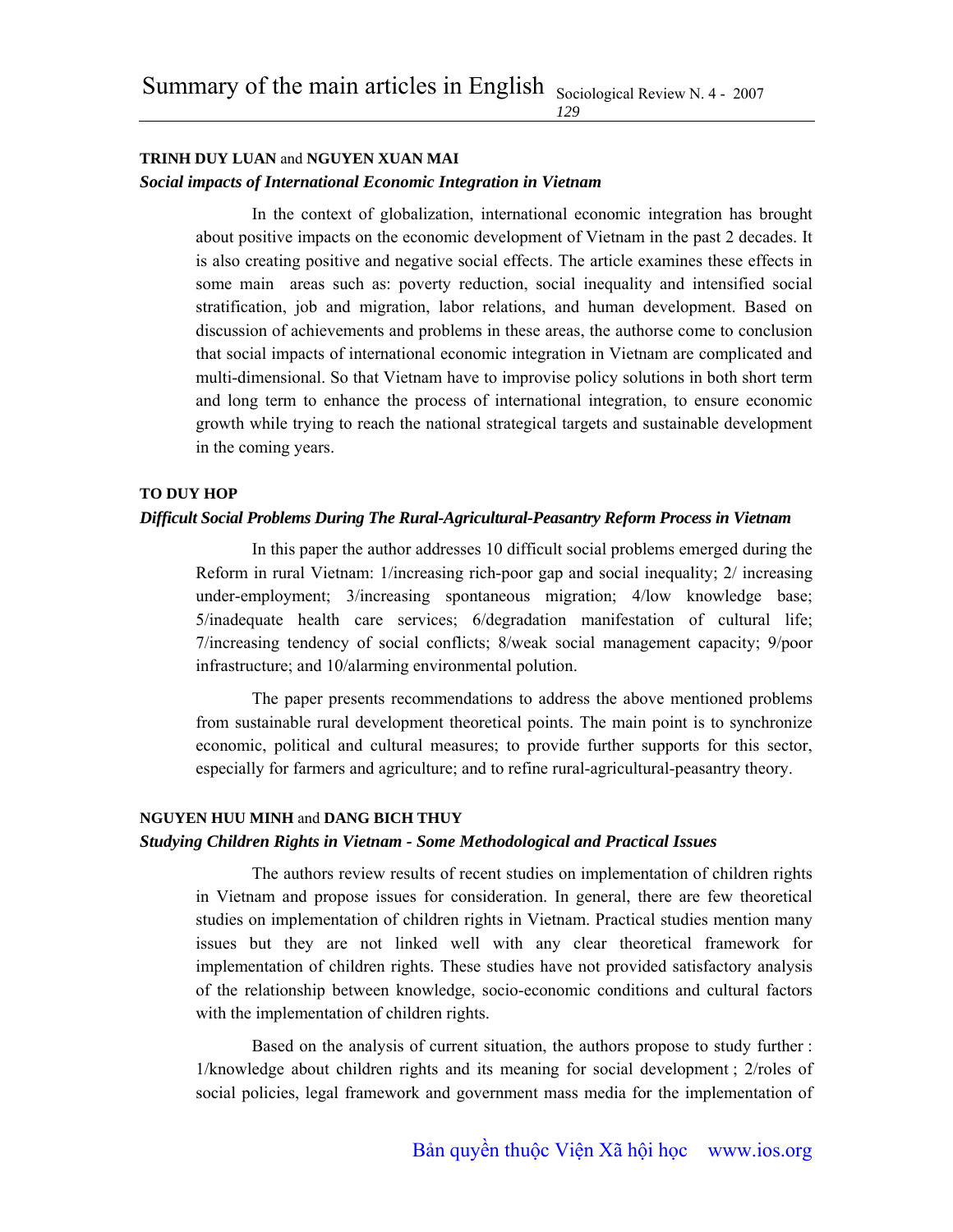# Summary of the main articles in English

**TRINH DUY LUAN** and **NGUYEN XUAN MAI**

***Social impacts of International Economic Integration in Vietnam***

In the context of globalization, international economic integration has brought about positive impacts on the economic development of Vietnam in the past 2 decades. It is also creating positive and negative social effects. The article examines these effects in some main areas such as: poverty reduction, social inequality and intensified social stratification, job and migration, labor relations, and human development. Based on discussion of achievements and problems in these areas, the authorse come to conclusion that social impacts of international economic integration in Vietnam are complicated and multi-dimensional. So that Vietnam have to improvise policy solutions in both short term and long term to enhance the process of international integration, to ensure economic growth while trying to reach the national strategical targets and sustainable development in the coming years.

**TO DUY HOP**

***Difficult Social Problems During The Rural-Agricultural-Peasantry Reform Process in Vietnam***

In this paper the author addresses 10 difficult social problems emerged during the Reform in rural Vietnam: 1/increasing rich-poor gap and social inequality; 2/ increasing under-employment; 3/increasing spontaneous migration; 4/low knowledge base; 5/inadequate health care services; 6/degradation manifestation of cultural life; 7/increasing tendency of social conflicts; 8/weak social management capacity; 9/poor infrastructure; and 10/alarming environmental polution.

The paper presents recommendations to address the above mentioned problems from sustainable rural development theoretical points. The main point is to synchronize economic, political and cultural measures; to provide further supports for this sector, especially for farmers and agriculture; and to refine rural-agricultural-peasantry theory.

**NGUYEN HUU MINH** and **DANG BICH THUY**

***Studying Children Rights in Vietnam - Some Methodological and Practical Issues***

The authors review results of recent studies on implementation of children rights in Vietnam and propose issues for consideration. In general, there are few theoretical studies on implementation of children rights in Vietnam. Practical studies mention many issues but they are not linked well with any clear theoretical framework for implementation of children rights. These studies have not provided satisfactory analysis of the relationship between knowledge, socio-economic conditions and cultural factors with the implementation of children rights.

Based on the analysis of current situation, the authors propose to study further : 1/knowledge about children rights and its meaning for social development ; 2/roles of social policies, legal framework and government mass media for the implementation of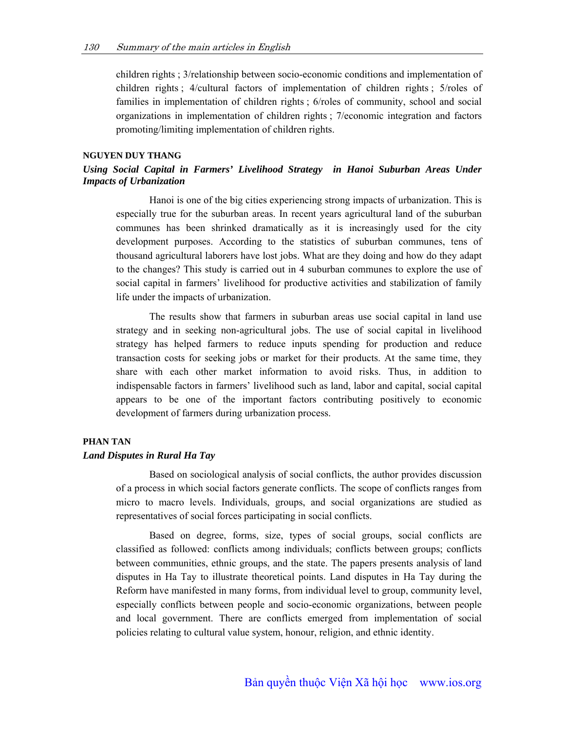children rights ; 3/relationship between socio-economic conditions and implementation of children rights ; 4/cultural factors of implementation of children rights ; 5/roles of families in implementation of children rights ; 6/roles of community, school and social organizations in implementation of children rights ; 7/economic integration and factors promoting/limiting implementation of children rights.

**NGUYEN DUY THANG**

***Using Social Capital in Farmers' Livelihood Strategy in Hanoi Suburban Areas Under Impacts of Urbanization***

Hanoi is one of the big cities experiencing strong impacts of urbanization. This is especially true for the suburban areas. In recent years agricultural land of the suburban communes has been shrinked dramatically as it is increasingly used for the city development purposes. According to the statistics of suburban communes, tens of thousand agricultural laborers have lost jobs. What are they doing and how do they adapt to the changes? This study is carried out in 4 suburban communes to explore the use of social capital in farmers' livelihood for productive activities and stabilization of family life under the impacts of urbanization.

The results show that farmers in suburban areas use social capital in land use strategy and in seeking non-agricultural jobs. The use of social capital in livelihood strategy has helped farmers to reduce inputs spending for production and reduce transaction costs for seeking jobs or market for their products. At the same time, they share with each other market information to avoid risks. Thus, in addition to indispensable factors in farmers' livelihood such as land, labor and capital, social capital appears to be one of the important factors contributing positively to economic development of farmers during urbanization process.

**PHAN TAN**

***Land Disputes in Rural Ha Tay***

Based on sociological analysis of social conflicts, the author provides discussion of a process in which social factors generate conflicts. The scope of conflicts ranges from micro to macro levels. Individuals, groups, and social organizations are studied as representatives of social forces participating in social conflicts.

Based on degree, forms, size, types of social groups, social conflicts are classified as followed: conflicts among individuals; conflicts between groups; conflicts between communities, ethnic groups, and the state. The papers presents analysis of land disputes in Ha Tay to illustrate theoretical points. Land disputes in Ha Tay during the Reform have manifested in many forms, from individual level to group, community level, especially conflicts between people and socio-economic organizations, between people and local government. There are conflicts emerged from implementation of social policies relating to cultural value system, honour, religion, and ethnic identity.